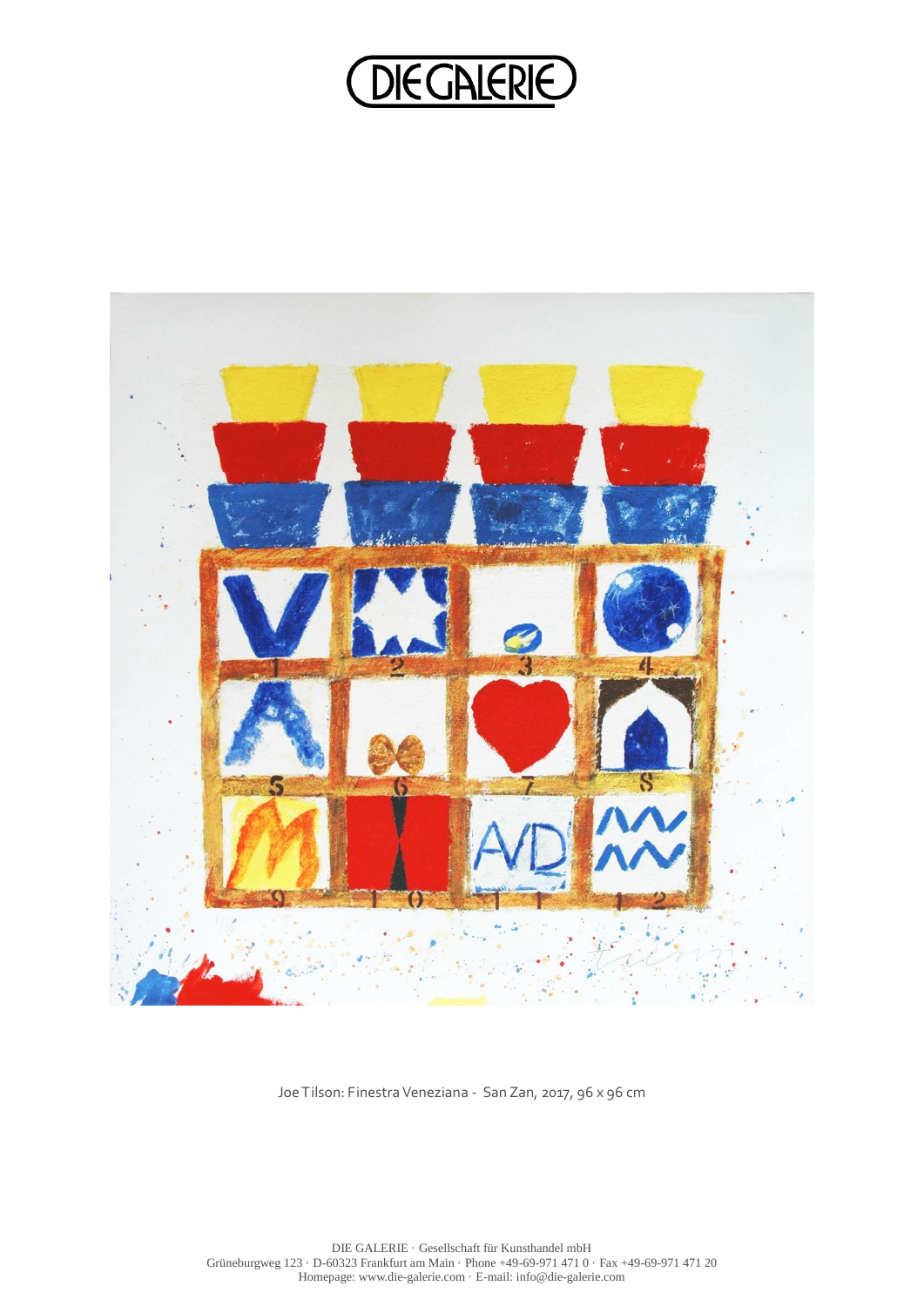DIE GALERIE

Joe Tilson: Finestra Veneziana - San Zan, 2017, 96 x 96 cm

DIE GALERIE · Gesellschaft für Kunsthandel mbH
Grüneburgweg 123 · D-60323 Frankfurt am Main · Phone +49-69-971 471 0 · Fax +49-69-971 471 20
Homepage: www.die-galerie.com · E-mail: info@die-galerie.com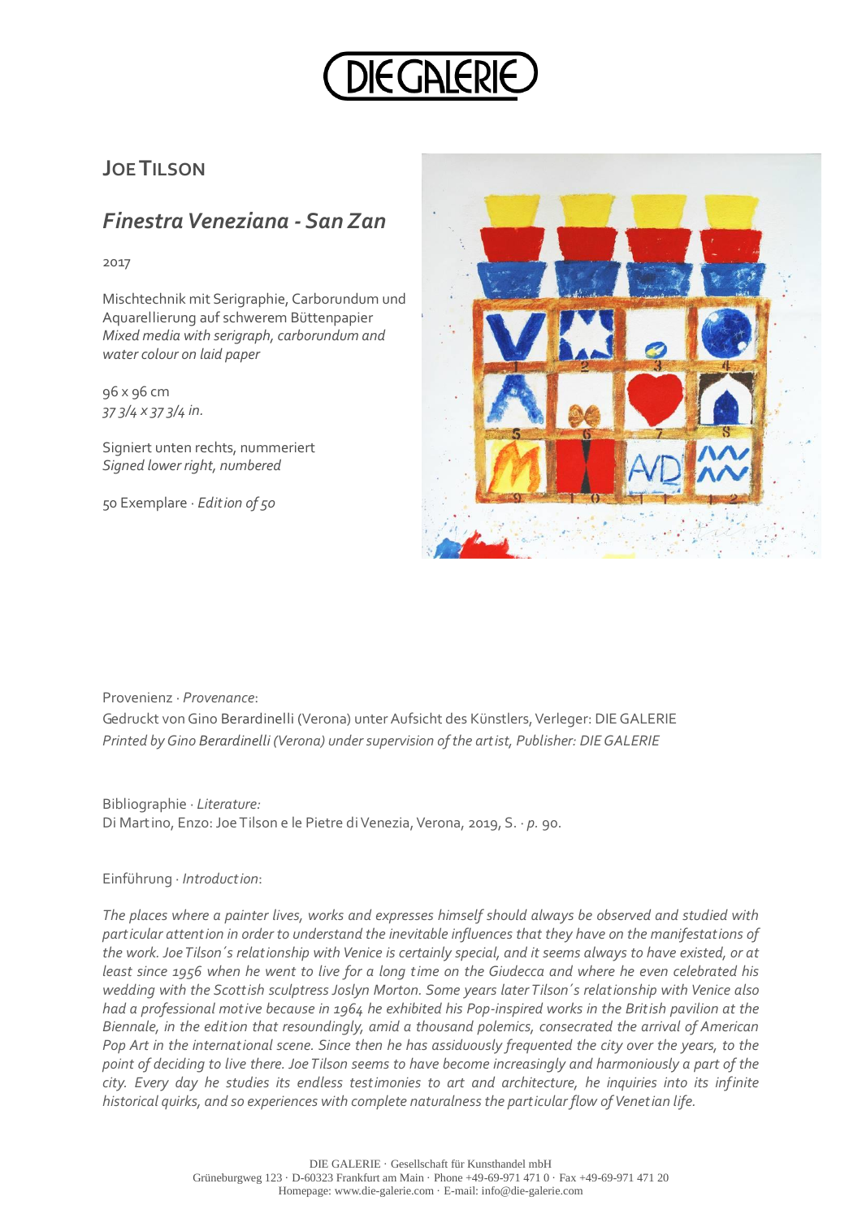## Joe Tilson

### *Finestra Veneziana - San Zan*

2017

Mischtechnik mit Serigraphie, Carborundum und Aquarellierung auf schwerem Büttenpapier
*Mixed media with serigraph, carborundum and water colour on laid paper*

96 x 96 cm
*37 3/4 x 37 3/4 in.*

Signiert unten rechts, nummeriert
*Signed lower right, numbered*

50 Exemplare · *Edition of 50*

Provenienz · *Provenance*:
Gedruckt von Gino Berardinelli (Verona) unter Aufsicht des Künstlers, Verleger: DIE GALERIE
*Printed by Gino Berardinelli (Verona) under supervision of the artist, Publisher: DIE GALERIE*

Bibliographie · *Literature:*
Di Martino, Enzo: Joe Tilson e le Pietre di Venezia, Verona, 2019, S. · *p.* 90.

Einführung · *Introduction*:

*The places where a painter lives, works and expresses himself should always be observed and studied with particular attention in order to understand the inevitable influences that they have on the manifestations of the work. Joe Tilson´s relationship with Venice is certainly special, and it seems always to have existed, or at least since 1956 when he went to live for a long time on the Giudecca and where he even celebrated his wedding with the Scottish sculptress Joslyn Morton. Some years later Tilson´s relationship with Venice also had a professional motive because in 1964 he exhibited his Pop-inspired works in the British pavilion at the Biennale, in the edition that resoundingly, amid a thousand polemics, consecrated the arrival of American Pop Art in the international scene. Since then he has assiduously frequented the city over the years, to the point of deciding to live there. Joe Tilson seems to have become increasingly and harmoniously a part of the city. Every day he studies its endless testimonies to art and architecture, he inquiries into its infinite historical quirks, and so experiences with complete naturalness the particular flow of Venetian life.*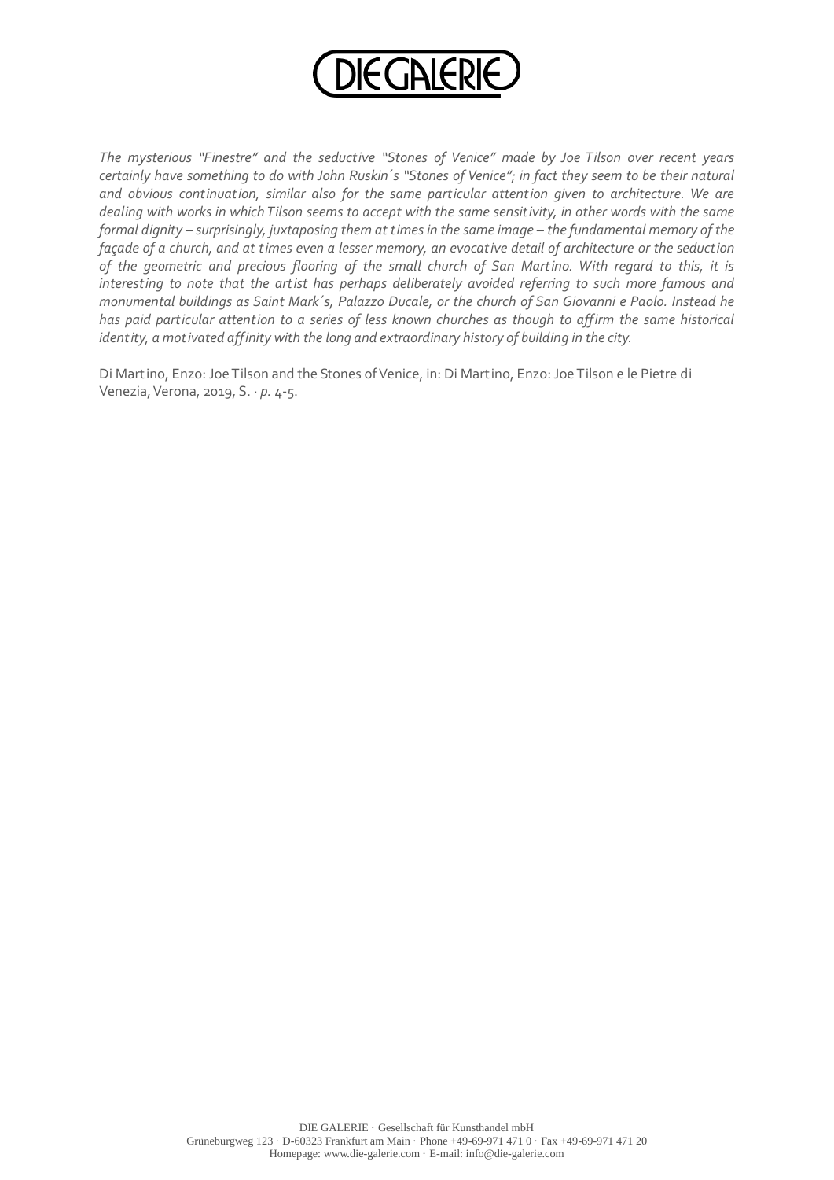*The mysterious "Finestre" and the seductive "Stones of Venice" made by Joe Tilson over recent years certainly have something to do with John Ruskin´s "Stones of Venice"; in fact they seem to be their natural and obvious continuation, similar also for the same particular attention given to architecture. We are dealing with works in which Tilson seems to accept with the same sensitivity, in other words with the same formal dignity – surprisingly, juxtaposing them at times in the same image – the fundamental memory of the façade of a church, and at times even a lesser memory, an evocative detail of architecture or the seduction of the geometric and precious flooring of the small church of San Martino. With regard to this, it is interesting to note that the artist has perhaps deliberately avoided referring to such more famous and monumental buildings as Saint Mark´s, Palazzo Ducale, or the church of San Giovanni e Paolo. Instead he has paid particular attention to a series of less known churches as though to affirm the same historical identity, a motivated affinity with the long and extraordinary history of building in the city.*

Di Martino, Enzo: Joe Tilson and the Stones of Venice, in: Di Martino, Enzo: Joe Tilson e le Pietre di Venezia, Verona, 2019, S. · *p.* 4-5.